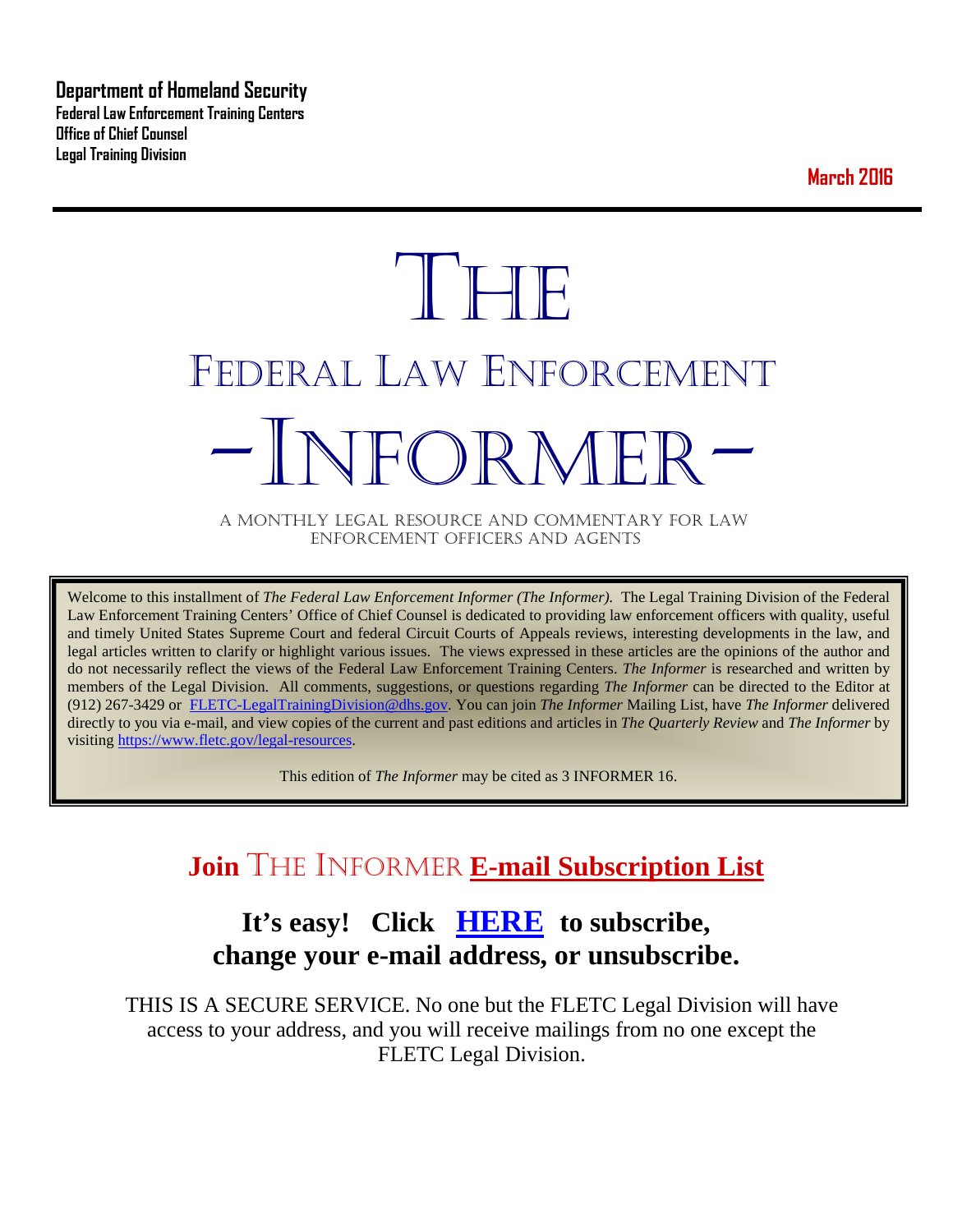**Department of Homeland Security**
**Federal Law Enforcement Training Centers**
**Office of Chief Counsel**
**Legal Training Division**

**March 2016**

# THE
# FEDERAL LAW ENFORCEMENT
# -INFORMER-

A MONTHLY LEGAL RESOURCE AND COMMENTARY FOR LAW ENFORCEMENT OFFICERS AND AGENTS

Welcome to this installment of *The Federal Law Enforcement Informer (The Informer).* The Legal Training Division of the Federal Law Enforcement Training Centers' Office of Chief Counsel is dedicated to providing law enforcement officers with quality, useful and timely United States Supreme Court and federal Circuit Courts of Appeals reviews, interesting developments in the law, and legal articles written to clarify or highlight various issues. The views expressed in these articles are the opinions of the author and do not necessarily reflect the views of the Federal Law Enforcement Training Centers. *The Informer* is researched and written by members of the Legal Division. All comments, suggestions, or questions regarding *The Informer* can be directed to the Editor at (912) 267-3429 or FLETC-LegalTrainingDivision@dhs.gov. You can join *The Informer* Mailing List, have *The Informer* delivered directly to you via e-mail, and view copies of the current and past editions and articles in *The Quarterly Review* and *The Informer* by visiting https://www.fletc.gov/legal-resources.

This edition of *The Informer* may be cited as 3 INFORMER 16.

## Join THE INFORMER E-mail Subscription List

### It's easy! Click HERE to subscribe, change your e-mail address, or unsubscribe.

THIS IS A SECURE SERVICE. No one but the FLETC Legal Division will have access to your address, and you will receive mailings from no one except the FLETC Legal Division.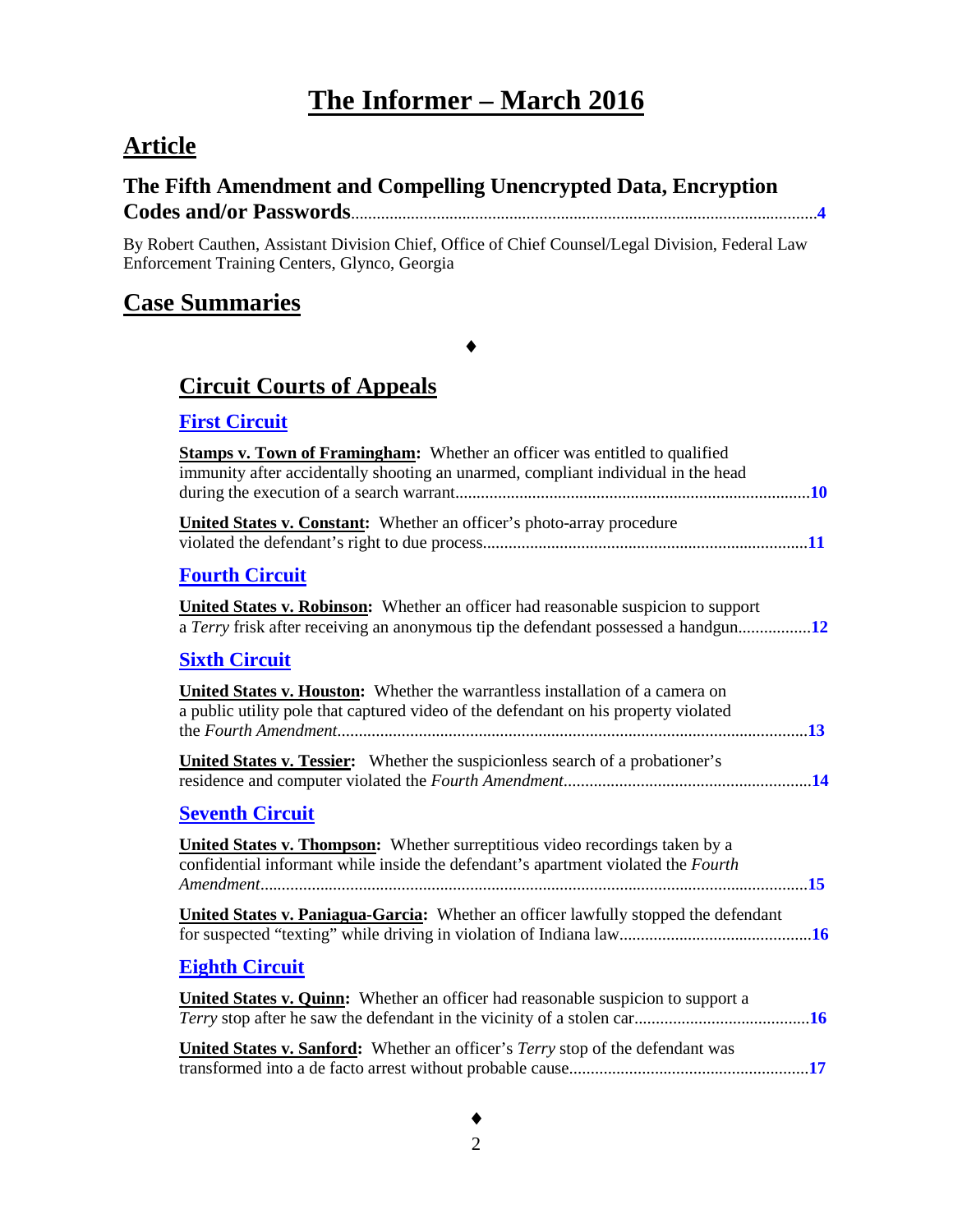# The Informer – March 2016

## Article

### The Fifth Amendment and Compelling Unencrypted Data, Encryption Codes and/or Passwords....4

By Robert Cauthen, Assistant Division Chief, Office of Chief Counsel/Legal Division, Federal Law Enforcement Training Centers, Glynco, Georgia

## Case Summaries

♦

### Circuit Courts of Appeals

#### First Circuit

**Stamps v. Town of Framingham:** Whether an officer was entitled to qualified immunity after accidentally shooting an unarmed, compliant individual in the head during the execution of a search warrant....10

**United States v. Constant:** Whether an officer's photo-array procedure violated the defendant's right to due process....11

#### Fourth Circuit

**United States v. Robinson:** Whether an officer had reasonable suspicion to support a *Terry* frisk after receiving an anonymous tip the defendant possessed a handgun....12

#### Sixth Circuit

**United States v. Houston:** Whether the warrantless installation of a camera on a public utility pole that captured video of the defendant on his property violated the *Fourth Amendment*....13

**United States v. Tessier:** Whether the suspicionless search of a probationer's residence and computer violated the *Fourth Amendment*....14

#### Seventh Circuit

**United States v. Thompson:** Whether surreptitious video recordings taken by a confidential informant while inside the defendant's apartment violated the *Fourth Amendment*....15

**United States v. Paniagua-Garcia:** Whether an officer lawfully stopped the defendant for suspected "texting" while driving in violation of Indiana law....16

#### Eighth Circuit

**United States v. Quinn:** Whether an officer had reasonable suspicion to support a *Terry* stop after he saw the defendant in the vicinity of a stolen car....16

**United States v. Sanford:** Whether an officer's *Terry* stop of the defendant was transformed into a de facto arrest without probable cause....17

♦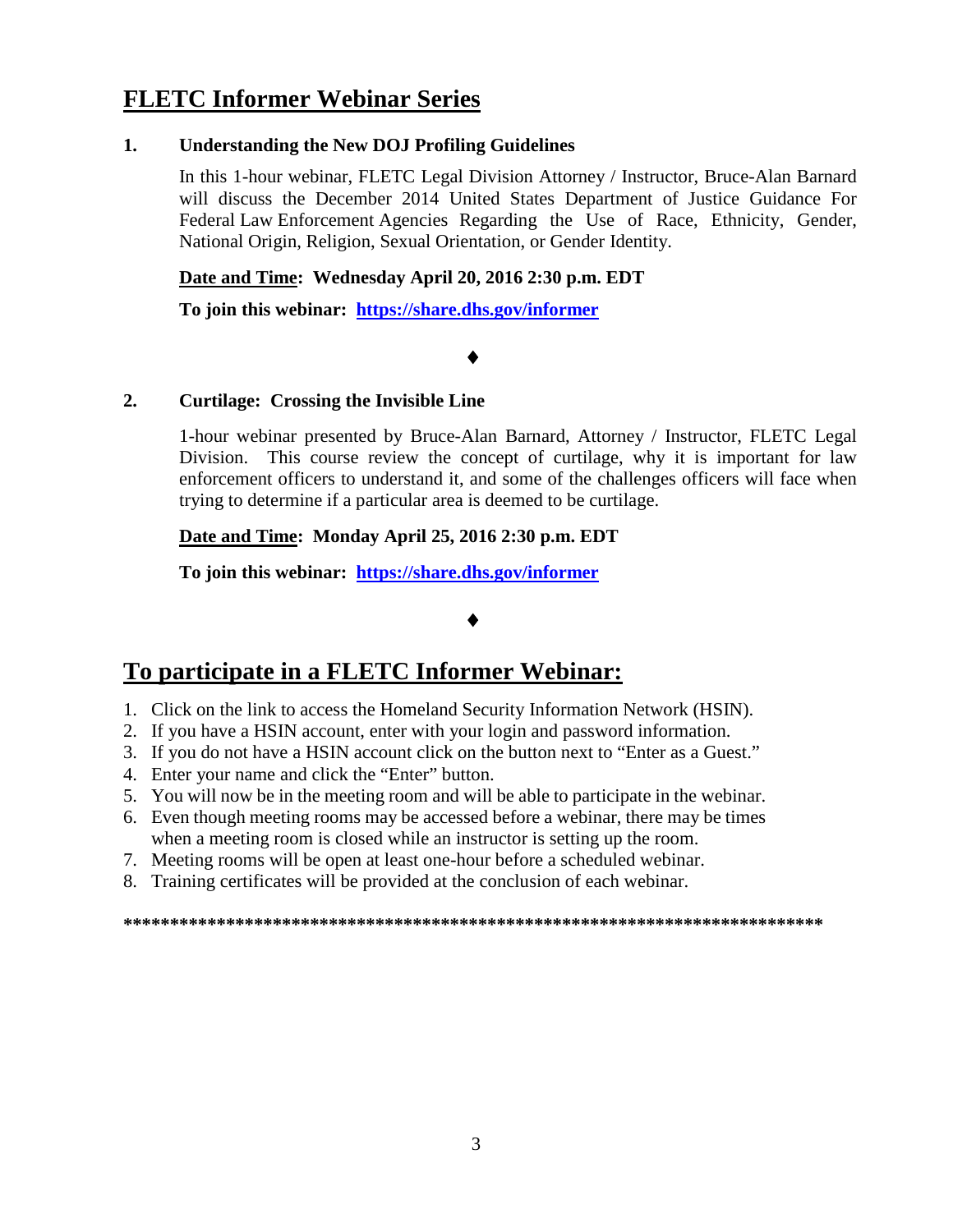# FLETC Informer Webinar Series

**1. Understanding the New DOJ Profiling Guidelines**

In this 1-hour webinar, FLETC Legal Division Attorney / Instructor, Bruce-Alan Barnard will discuss the December 2014 United States Department of Justice Guidance For Federal Law Enforcement Agencies Regarding the Use of Race, Ethnicity, Gender, National Origin, Religion, Sexual Orientation, or Gender Identity.

**Date and Time: Wednesday April 20, 2016 2:30 p.m. EDT**

**To join this webinar: [https://share.dhs.gov/informer](https://share.dhs.gov/informer)**

♦

**2. Curtilage: Crossing the Invisible Line**

1-hour webinar presented by Bruce-Alan Barnard, Attorney / Instructor, FLETC Legal Division. This course review the concept of curtilage, why it is important for law enforcement officers to understand it, and some of the challenges officers will face when trying to determine if a particular area is deemed to be curtilage.

**Date and Time: Monday April 25, 2016 2:30 p.m. EDT**

**To join this webinar: [https://share.dhs.gov/informer](https://share.dhs.gov/informer)**

♦

# To participate in a FLETC Informer Webinar:

1. Click on the link to access the Homeland Security Information Network (HSIN).
2. If you have a HSIN account, enter with your login and password information.
3. If you do not have a HSIN account click on the button next to "Enter as a Guest."
4. Enter your name and click the "Enter" button.
5. You will now be in the meeting room and will be able to participate in the webinar.
6. Even though meeting rooms may be accessed before a webinar, there may be times when a meeting room is closed while an instructor is setting up the room.
7. Meeting rooms will be open at least one-hour before a scheduled webinar.
8. Training certificates will be provided at the conclusion of each webinar.

**************************************************************************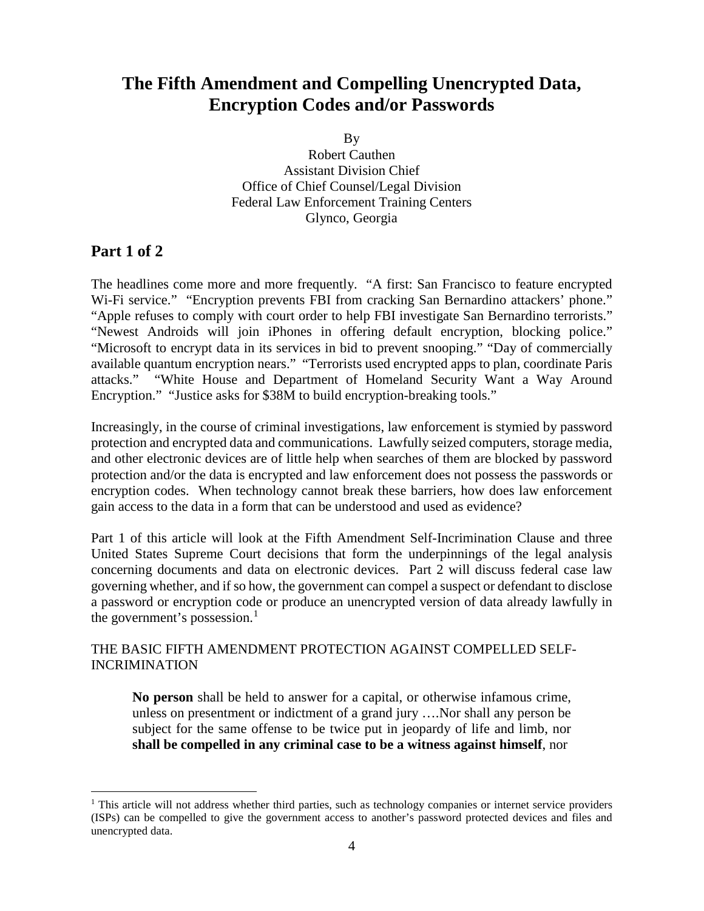# The Fifth Amendment and Compelling Unencrypted Data, Encryption Codes and/or Passwords

By
Robert Cauthen
Assistant Division Chief
Office of Chief Counsel/Legal Division
Federal Law Enforcement Training Centers
Glynco, Georgia

## Part 1 of 2

The headlines come more and more frequently. "A first: San Francisco to feature encrypted Wi-Fi service." "Encryption prevents FBI from cracking San Bernardino attackers' phone." "Apple refuses to comply with court order to help FBI investigate San Bernardino terrorists." "Newest Androids will join iPhones in offering default encryption, blocking police." "Microsoft to encrypt data in its services in bid to prevent snooping." "Day of commercially available quantum encryption nears." "Terrorists used encrypted apps to plan, coordinate Paris attacks." "White House and Department of Homeland Security Want a Way Around Encryption." "Justice asks for $38M to build encryption-breaking tools."

Increasingly, in the course of criminal investigations, law enforcement is stymied by password protection and encrypted data and communications. Lawfully seized computers, storage media, and other electronic devices are of little help when searches of them are blocked by password protection and/or the data is encrypted and law enforcement does not possess the passwords or encryption codes. When technology cannot break these barriers, how does law enforcement gain access to the data in a form that can be understood and used as evidence?

Part 1 of this article will look at the Fifth Amendment Self-Incrimination Clause and three United States Supreme Court decisions that form the underpinnings of the legal analysis concerning documents and data on electronic devices. Part 2 will discuss federal case law governing whether, and if so how, the government can compel a suspect or defendant to disclose a password or encryption code or produce an unencrypted version of data already lawfully in the government's possession.[1]

THE BASIC FIFTH AMENDMENT PROTECTION AGAINST COMPELLED SELF-INCRIMINATION

> **No person** shall be held to answer for a capital, or otherwise infamous crime, unless on presentment or indictment of a grand jury ….Nor shall any person be subject for the same offense to be twice put in jeopardy of life and limb, nor **shall be compelled in any criminal case to be a witness against himself**, nor

[1] This article will not address whether third parties, such as technology companies or internet service providers (ISPs) can be compelled to give the government access to another's password protected devices and files and unencrypted data.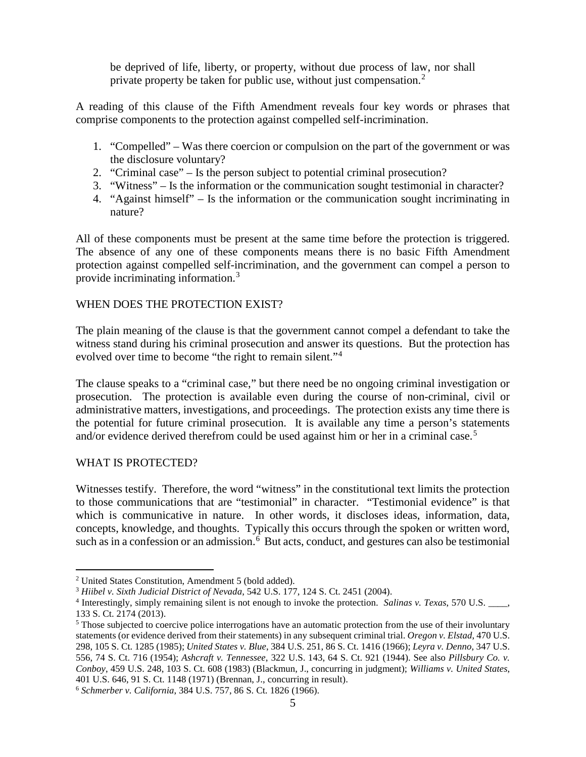> be deprived of life, liberty, or property, without due process of law, nor shall private property be taken for public use, without just compensation.[2]

A reading of this clause of the Fifth Amendment reveals four key words or phrases that comprise components to the protection against compelled self-incrimination.

1. "Compelled" – Was there coercion or compulsion on the part of the government or was the disclosure voluntary?
2. "Criminal case" – Is the person subject to potential criminal prosecution?
3. "Witness" – Is the information or the communication sought testimonial in character?
4. "Against himself" – Is the information or the communication sought incriminating in nature?

All of these components must be present at the same time before the protection is triggered. The absence of any one of these components means there is no basic Fifth Amendment protection against compelled self-incrimination, and the government can compel a person to provide incriminating information.[3]

## WHEN DOES THE PROTECTION EXIST?

The plain meaning of the clause is that the government cannot compel a defendant to take the witness stand during his criminal prosecution and answer its questions. But the protection has evolved over time to become "the right to remain silent."[4]

The clause speaks to a "criminal case," but there need be no ongoing criminal investigation or prosecution. The protection is available even during the course of non-criminal, civil or administrative matters, investigations, and proceedings. The protection exists any time there is the potential for future criminal prosecution. It is available any time a person's statements and/or evidence derived therefrom could be used against him or her in a criminal case.[5]

## WHAT IS PROTECTED?

Witnesses testify. Therefore, the word "witness" in the constitutional text limits the protection to those communications that are "testimonial" in character. "Testimonial evidence" is that which is communicative in nature. In other words, it discloses ideas, information, data, concepts, knowledge, and thoughts. Typically this occurs through the spoken or written word, such as in a confession or an admission.[6] But acts, conduct, and gestures can also be testimonial

---

[2] United States Constitution, Amendment 5 (bold added).

[3] *Hiibel v. Sixth Judicial District of Nevada*, 542 U.S. 177, 124 S. Ct. 2451 (2004).

[4] Interestingly, simply remaining silent is not enough to invoke the protection. *Salinas v. Texas*, 570 U.S. ____, 133 S. Ct. 2174 (2013).

[5] Those subjected to coercive police interrogations have an automatic protection from the use of their involuntary statements (or evidence derived from their statements) in any subsequent criminal trial. *Oregon v. Elstad*, 470 U.S. 298, 105 S. Ct. 1285 (1985); *United States v. Blue*, 384 U.S. 251, 86 S. Ct. 1416 (1966); *Leyra v. Denno*, 347 U.S. 556, 74 S. Ct. 716 (1954); *Ashcraft v. Tennessee*, 322 U.S. 143, 64 S. Ct. 921 (1944). See also *Pillsbury Co. v. Conboy*, 459 U.S. 248, 103 S. Ct. 608 (1983) (Blackmun, J., concurring in judgment); *Williams v. United States*, 401 U.S. 646, 91 S. Ct. 1148 (1971) (Brennan, J., concurring in result).

[6] *Schmerber v. California*, 384 U.S. 757, 86 S. Ct. 1826 (1966).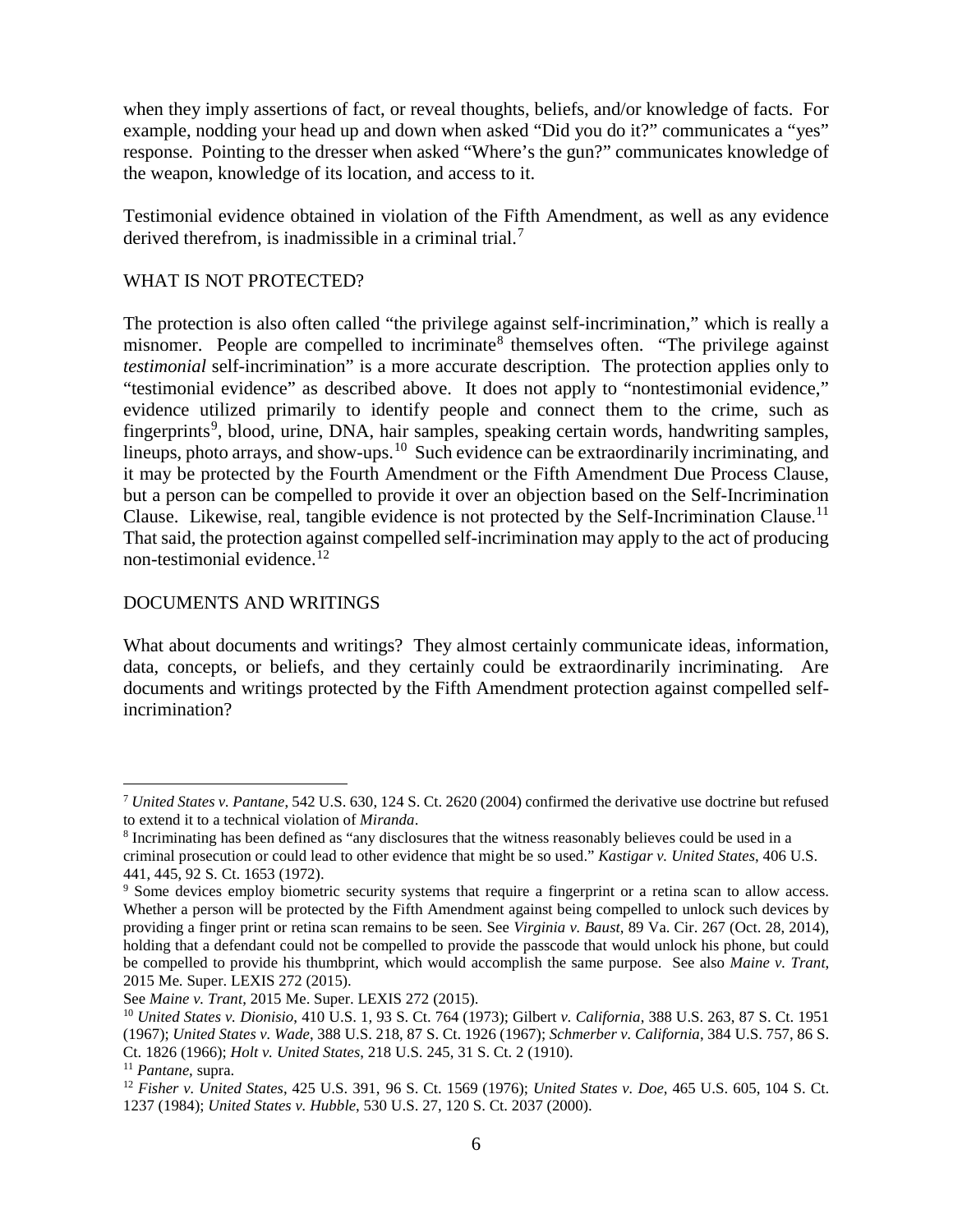when they imply assertions of fact, or reveal thoughts, beliefs, and/or knowledge of facts. For example, nodding your head up and down when asked "Did you do it?" communicates a "yes" response. Pointing to the dresser when asked "Where's the gun?" communicates knowledge of the weapon, knowledge of its location, and access to it.

Testimonial evidence obtained in violation of the Fifth Amendment, as well as any evidence derived therefrom, is inadmissible in a criminal trial.[7]

## WHAT IS NOT PROTECTED?

The protection is also often called "the privilege against self-incrimination," which is really a misnomer. People are compelled to incriminate[8] themselves often. "The privilege against *testimonial* self-incrimination" is a more accurate description. The protection applies only to "testimonial evidence" as described above. It does not apply to "nontestimonial evidence," evidence utilized primarily to identify people and connect them to the crime, such as fingerprints[9], blood, urine, DNA, hair samples, speaking certain words, handwriting samples, lineups, photo arrays, and show-ups.[10] Such evidence can be extraordinarily incriminating, and it may be protected by the Fourth Amendment or the Fifth Amendment Due Process Clause, but a person can be compelled to provide it over an objection based on the Self-Incrimination Clause. Likewise, real, tangible evidence is not protected by the Self-Incrimination Clause.[11] That said, the protection against compelled self-incrimination may apply to the act of producing non-testimonial evidence.[12]

## DOCUMENTS AND WRITINGS

What about documents and writings? They almost certainly communicate ideas, information, data, concepts, or beliefs, and they certainly could be extraordinarily incriminating. Are documents and writings protected by the Fifth Amendment protection against compelled self-incrimination?

---

[7] *United States v. Pantane*, 542 U.S. 630, 124 S. Ct. 2620 (2004) confirmed the derivative use doctrine but refused to extend it to a technical violation of *Miranda*.

[8] Incriminating has been defined as "any disclosures that the witness reasonably believes could be used in a criminal prosecution or could lead to other evidence that might be so used." *Kastigar v. United States*, 406 U.S. 441, 445, 92 S. Ct. 1653 (1972).

[9] Some devices employ biometric security systems that require a fingerprint or a retina scan to allow access. Whether a person will be protected by the Fifth Amendment against being compelled to unlock such devices by providing a finger print or retina scan remains to be seen. See *Virginia v. Baust*, 89 Va. Cir. 267 (Oct. 28, 2014), holding that a defendant could not be compelled to provide the passcode that would unlock his phone, but could be compelled to provide his thumbprint, which would accomplish the same purpose. See also *Maine v. Trant*, 2015 Me. Super. LEXIS 272 (2015).
See *Maine v. Trant*, 2015 Me. Super. LEXIS 272 (2015).

[10] *United States v. Dionisio*, 410 U.S. 1, 93 S. Ct. 764 (1973); Gilbert *v. California*, 388 U.S. 263, 87 S. Ct. 1951 (1967); *United States v. Wade*, 388 U.S. 218, 87 S. Ct. 1926 (1967); *Schmerber v. California*, 384 U.S. 757, 86 S. Ct. 1826 (1966); *Holt v. United States*, 218 U.S. 245, 31 S. Ct. 2 (1910).

[11] *Pantane*, supra.

[12] *Fisher v. United States*, 425 U.S. 391, 96 S. Ct. 1569 (1976); *United States v. Doe*, 465 U.S. 605, 104 S. Ct. 1237 (1984); *United States v. Hubble*, 530 U.S. 27, 120 S. Ct. 2037 (2000).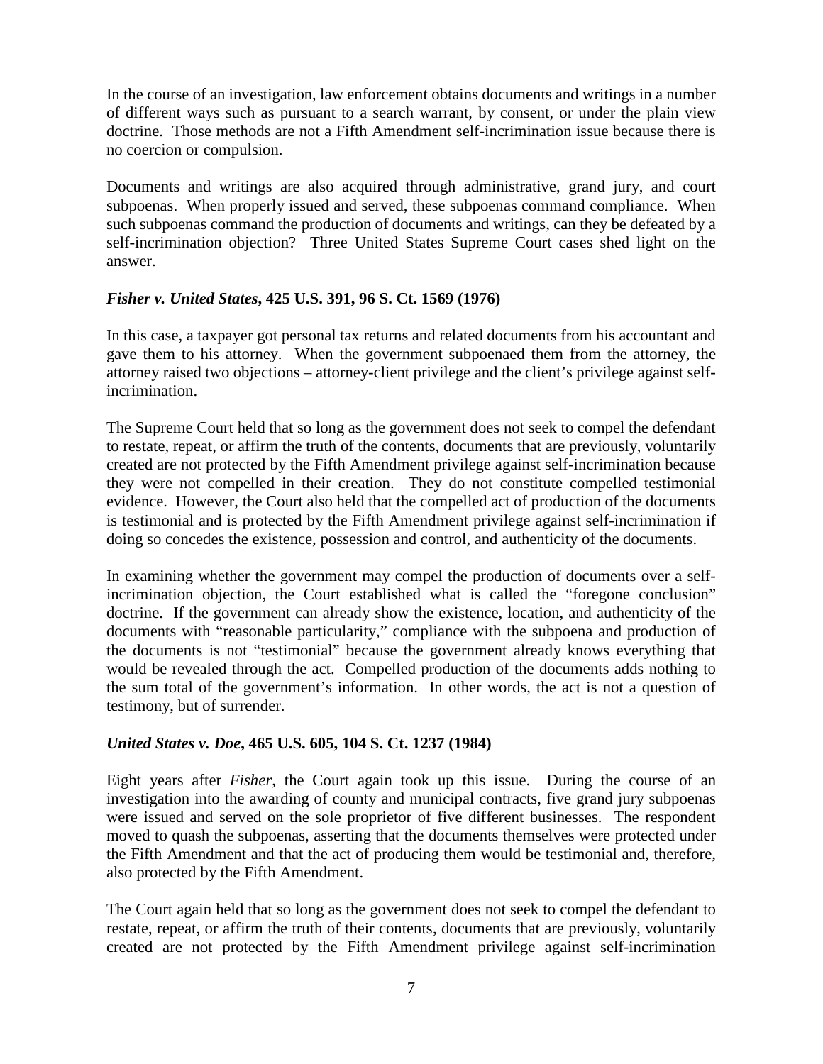In the course of an investigation, law enforcement obtains documents and writings in a number of different ways such as pursuant to a search warrant, by consent, or under the plain view doctrine. Those methods are not a Fifth Amendment self-incrimination issue because there is no coercion or compulsion.

Documents and writings are also acquired through administrative, grand jury, and court subpoenas. When properly issued and served, these subpoenas command compliance. When such subpoenas command the production of documents and writings, can they be defeated by a self-incrimination objection? Three United States Supreme Court cases shed light on the answer.

### *Fisher v. United States*, 425 U.S. 391, 96 S. Ct. 1569 (1976)

In this case, a taxpayer got personal tax returns and related documents from his accountant and gave them to his attorney. When the government subpoenaed them from the attorney, the attorney raised two objections – attorney-client privilege and the client's privilege against self-incrimination.

The Supreme Court held that so long as the government does not seek to compel the defendant to restate, repeat, or affirm the truth of the contents, documents that are previously, voluntarily created are not protected by the Fifth Amendment privilege against self-incrimination because they were not compelled in their creation. They do not constitute compelled testimonial evidence. However, the Court also held that the compelled act of production of the documents is testimonial and is protected by the Fifth Amendment privilege against self-incrimination if doing so concedes the existence, possession and control, and authenticity of the documents.

In examining whether the government may compel the production of documents over a self-incrimination objection, the Court established what is called the "foregone conclusion" doctrine. If the government can already show the existence, location, and authenticity of the documents with "reasonable particularity," compliance with the subpoena and production of the documents is not "testimonial" because the government already knows everything that would be revealed through the act. Compelled production of the documents adds nothing to the sum total of the government's information. In other words, the act is not a question of testimony, but of surrender.

### *United States v. Doe*, 465 U.S. 605, 104 S. Ct. 1237 (1984)

Eight years after *Fisher*, the Court again took up this issue. During the course of an investigation into the awarding of county and municipal contracts, five grand jury subpoenas were issued and served on the sole proprietor of five different businesses. The respondent moved to quash the subpoenas, asserting that the documents themselves were protected under the Fifth Amendment and that the act of producing them would be testimonial and, therefore, also protected by the Fifth Amendment.

The Court again held that so long as the government does not seek to compel the defendant to restate, repeat, or affirm the truth of their contents, documents that are previously, voluntarily created are not protected by the Fifth Amendment privilege against self-incrimination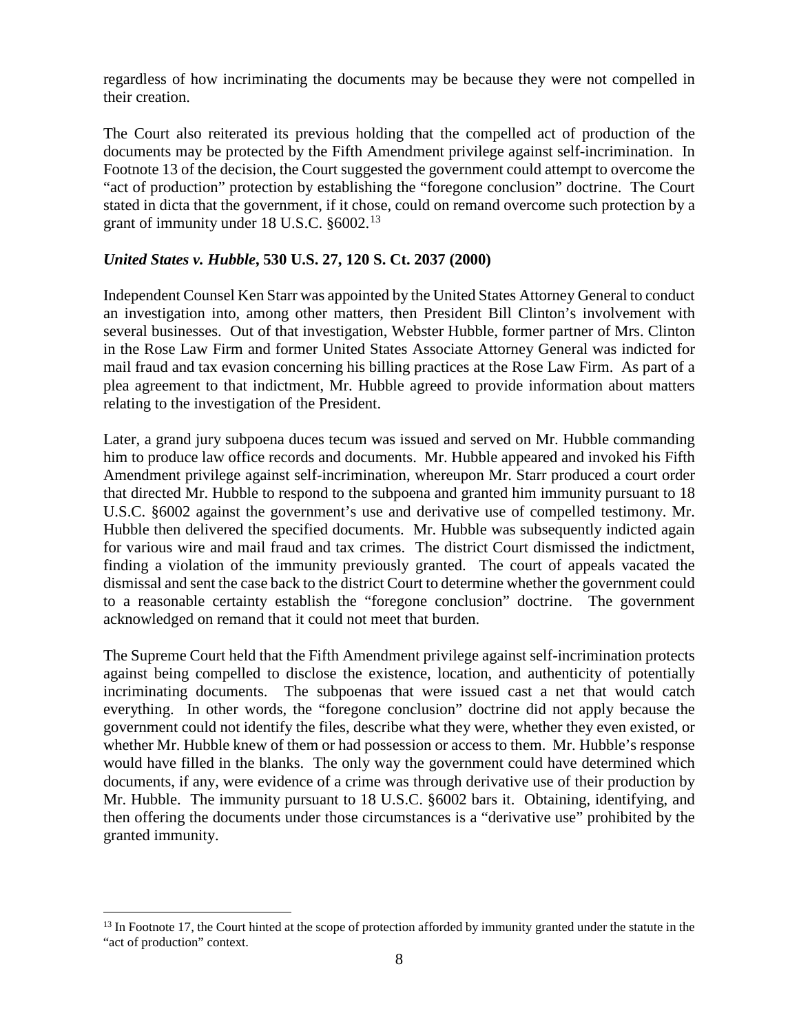regardless of how incriminating the documents may be because they were not compelled in their creation.

The Court also reiterated its previous holding that the compelled act of production of the documents may be protected by the Fifth Amendment privilege against self-incrimination. In Footnote 13 of the decision, the Court suggested the government could attempt to overcome the "act of production" protection by establishing the "foregone conclusion" doctrine. The Court stated in dicta that the government, if it chose, could on remand overcome such protection by a grant of immunity under 18 U.S.C. §6002.[13]

### *United States v. Hubble*, 530 U.S. 27, 120 S. Ct. 2037 (2000)

Independent Counsel Ken Starr was appointed by the United States Attorney General to conduct an investigation into, among other matters, then President Bill Clinton's involvement with several businesses. Out of that investigation, Webster Hubble, former partner of Mrs. Clinton in the Rose Law Firm and former United States Associate Attorney General was indicted for mail fraud and tax evasion concerning his billing practices at the Rose Law Firm. As part of a plea agreement to that indictment, Mr. Hubble agreed to provide information about matters relating to the investigation of the President.

Later, a grand jury subpoena duces tecum was issued and served on Mr. Hubble commanding him to produce law office records and documents. Mr. Hubble appeared and invoked his Fifth Amendment privilege against self-incrimination, whereupon Mr. Starr produced a court order that directed Mr. Hubble to respond to the subpoena and granted him immunity pursuant to 18 U.S.C. §6002 against the government's use and derivative use of compelled testimony. Mr. Hubble then delivered the specified documents. Mr. Hubble was subsequently indicted again for various wire and mail fraud and tax crimes. The district Court dismissed the indictment, finding a violation of the immunity previously granted. The court of appeals vacated the dismissal and sent the case back to the district Court to determine whether the government could to a reasonable certainty establish the "foregone conclusion" doctrine. The government acknowledged on remand that it could not meet that burden.

The Supreme Court held that the Fifth Amendment privilege against self-incrimination protects against being compelled to disclose the existence, location, and authenticity of potentially incriminating documents. The subpoenas that were issued cast a net that would catch everything. In other words, the "foregone conclusion" doctrine did not apply because the government could not identify the files, describe what they were, whether they even existed, or whether Mr. Hubble knew of them or had possession or access to them. Mr. Hubble's response would have filled in the blanks. The only way the government could have determined which documents, if any, were evidence of a crime was through derivative use of their production by Mr. Hubble. The immunity pursuant to 18 U.S.C. §6002 bars it. Obtaining, identifying, and then offering the documents under those circumstances is a "derivative use" prohibited by the granted immunity.

[13] In Footnote 17, the Court hinted at the scope of protection afforded by immunity granted under the statute in the "act of production" context.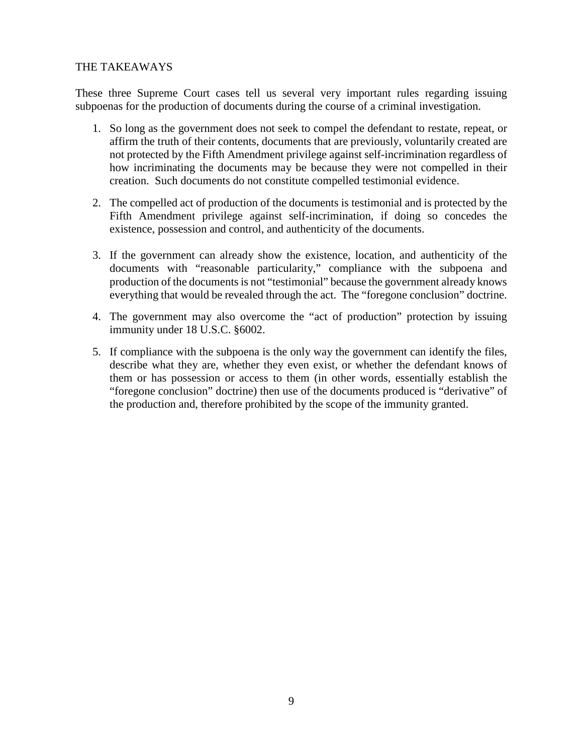## THE TAKEAWAYS

These three Supreme Court cases tell us several very important rules regarding issuing subpoenas for the production of documents during the course of a criminal investigation.

1. So long as the government does not seek to compel the defendant to restate, repeat, or affirm the truth of their contents, documents that are previously, voluntarily created are not protected by the Fifth Amendment privilege against self-incrimination regardless of how incriminating the documents may be because they were not compelled in their creation. Such documents do not constitute compelled testimonial evidence.

2. The compelled act of production of the documents is testimonial and is protected by the Fifth Amendment privilege against self-incrimination, if doing so concedes the existence, possession and control, and authenticity of the documents.

3. If the government can already show the existence, location, and authenticity of the documents with "reasonable particularity," compliance with the subpoena and production of the documents is not "testimonial" because the government already knows everything that would be revealed through the act. The "foregone conclusion" doctrine.

4. The government may also overcome the "act of production" protection by issuing immunity under 18 U.S.C. §6002.

5. If compliance with the subpoena is the only way the government can identify the files, describe what they are, whether they even exist, or whether the defendant knows of them or has possession or access to them (in other words, essentially establish the "foregone conclusion" doctrine) then use of the documents produced is "derivative" of the production and, therefore prohibited by the scope of the immunity granted.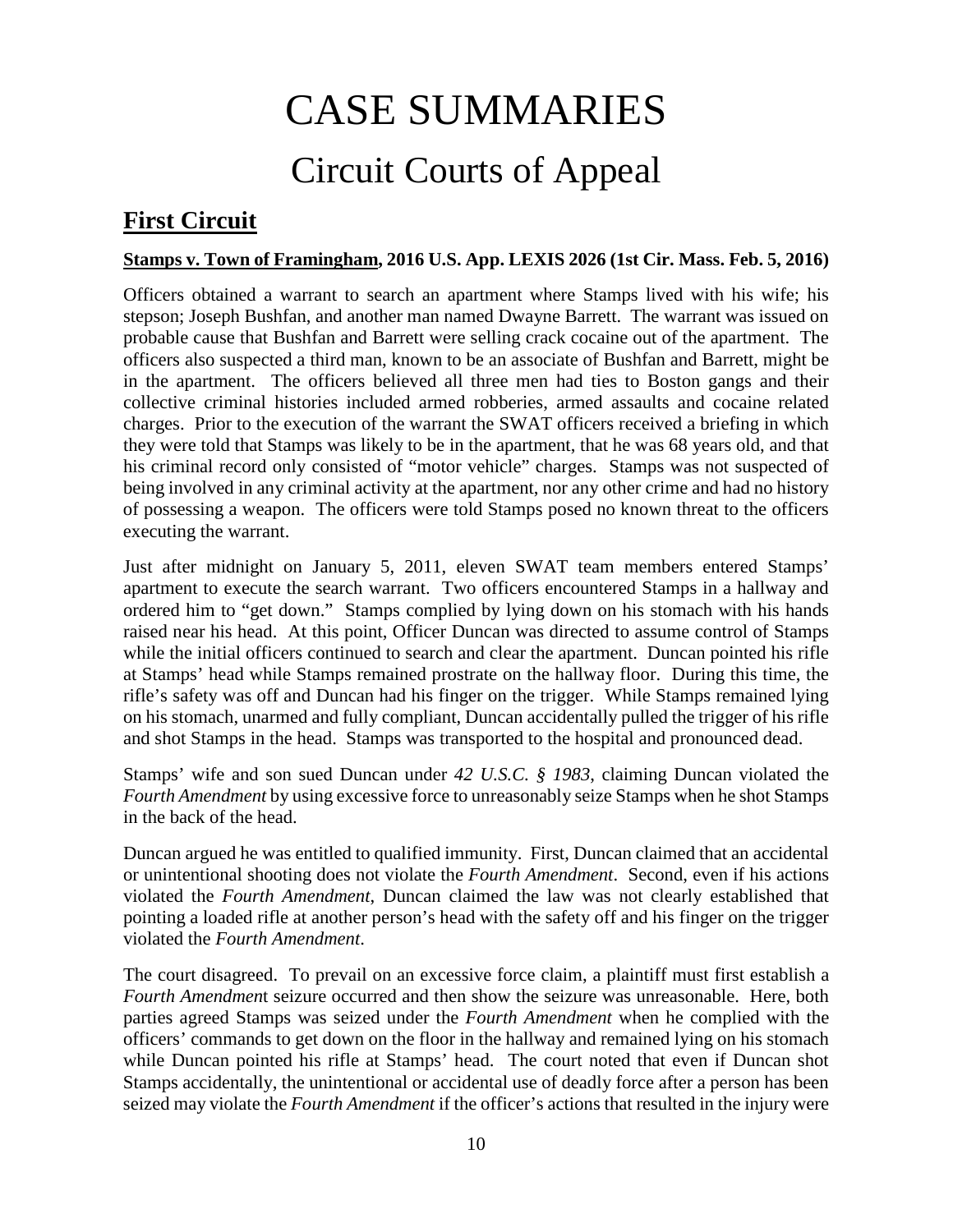# CASE SUMMARIES

## Circuit Courts of Appeal

## First Circuit

**Stamps v. Town of Framingham, 2016 U.S. App. LEXIS 2026 (1st Cir. Mass. Feb. 5, 2016)**

Officers obtained a warrant to search an apartment where Stamps lived with his wife; his stepson; Joseph Bushfan, and another man named Dwayne Barrett. The warrant was issued on probable cause that Bushfan and Barrett were selling crack cocaine out of the apartment. The officers also suspected a third man, known to be an associate of Bushfan and Barrett, might be in the apartment. The officers believed all three men had ties to Boston gangs and their collective criminal histories included armed robberies, armed assaults and cocaine related charges. Prior to the execution of the warrant the SWAT officers received a briefing in which they were told that Stamps was likely to be in the apartment, that he was 68 years old, and that his criminal record only consisted of "motor vehicle" charges. Stamps was not suspected of being involved in any criminal activity at the apartment, nor any other crime and had no history of possessing a weapon. The officers were told Stamps posed no known threat to the officers executing the warrant.

Just after midnight on January 5, 2011, eleven SWAT team members entered Stamps' apartment to execute the search warrant. Two officers encountered Stamps in a hallway and ordered him to "get down." Stamps complied by lying down on his stomach with his hands raised near his head. At this point, Officer Duncan was directed to assume control of Stamps while the initial officers continued to search and clear the apartment. Duncan pointed his rifle at Stamps' head while Stamps remained prostrate on the hallway floor. During this time, the rifle's safety was off and Duncan had his finger on the trigger. While Stamps remained lying on his stomach, unarmed and fully compliant, Duncan accidentally pulled the trigger of his rifle and shot Stamps in the head. Stamps was transported to the hospital and pronounced dead.

Stamps' wife and son sued Duncan under *42 U.S.C. § 1983*, claiming Duncan violated the *Fourth Amendment* by using excessive force to unreasonably seize Stamps when he shot Stamps in the back of the head.

Duncan argued he was entitled to qualified immunity. First, Duncan claimed that an accidental or unintentional shooting does not violate the *Fourth Amendment*. Second, even if his actions violated the *Fourth Amendment*, Duncan claimed the law was not clearly established that pointing a loaded rifle at another person's head with the safety off and his finger on the trigger violated the *Fourth Amendment*.

The court disagreed. To prevail on an excessive force claim, a plaintiff must first establish a *Fourth Amendment* seizure occurred and then show the seizure was unreasonable. Here, both parties agreed Stamps was seized under the *Fourth Amendment* when he complied with the officers' commands to get down on the floor in the hallway and remained lying on his stomach while Duncan pointed his rifle at Stamps' head. The court noted that even if Duncan shot Stamps accidentally, the unintentional or accidental use of deadly force after a person has been seized may violate the *Fourth Amendment* if the officer's actions that resulted in the injury were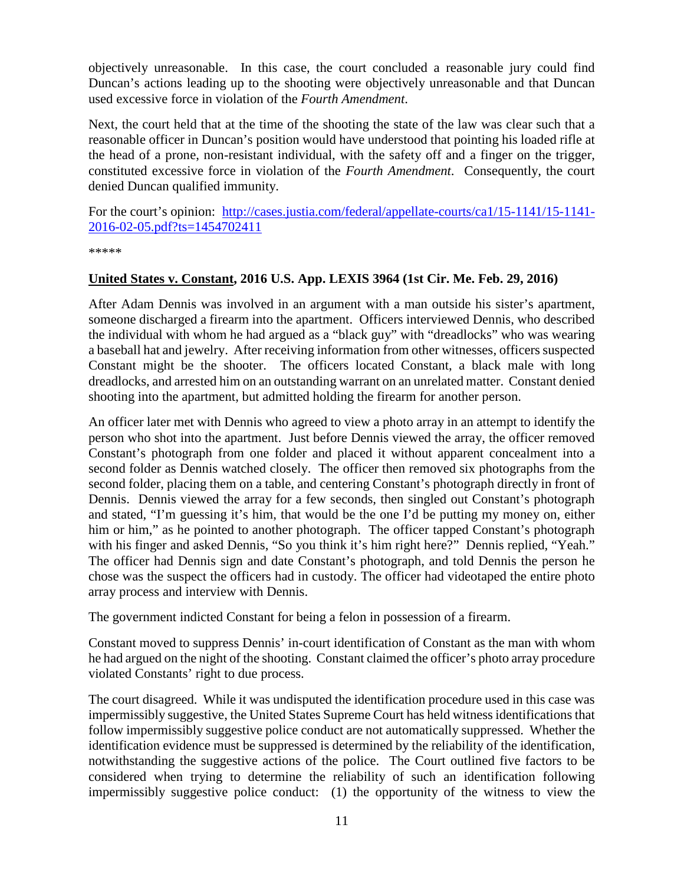objectively unreasonable. In this case, the court concluded a reasonable jury could find Duncan's actions leading up to the shooting were objectively unreasonable and that Duncan used excessive force in violation of the *Fourth Amendment*.

Next, the court held that at the time of the shooting the state of the law was clear such that a reasonable officer in Duncan's position would have understood that pointing his loaded rifle at the head of a prone, non-resistant individual, with the safety off and a finger on the trigger, constituted excessive force in violation of the *Fourth Amendment*. Consequently, the court denied Duncan qualified immunity.

For the court's opinion: [http://cases.justia.com/federal/appellate-courts/ca1/15-1141/15-1141-2016-02-05.pdf?ts=1454702411](http://cases.justia.com/federal/appellate-courts/ca1/15-1141/15-1141-2016-02-05.pdf?ts=1454702411)

*****

**<u>United States v. Constant</u>, 2016 U.S. App. LEXIS 3964 (1st Cir. Me. Feb. 29, 2016)**

After Adam Dennis was involved in an argument with a man outside his sister's apartment, someone discharged a firearm into the apartment. Officers interviewed Dennis, who described the individual with whom he had argued as a "black guy" with "dreadlocks" who was wearing a baseball hat and jewelry. After receiving information from other witnesses, officers suspected Constant might be the shooter. The officers located Constant, a black male with long dreadlocks, and arrested him on an outstanding warrant on an unrelated matter. Constant denied shooting into the apartment, but admitted holding the firearm for another person.

An officer later met with Dennis who agreed to view a photo array in an attempt to identify the person who shot into the apartment. Just before Dennis viewed the array, the officer removed Constant's photograph from one folder and placed it without apparent concealment into a second folder as Dennis watched closely. The officer then removed six photographs from the second folder, placing them on a table, and centering Constant's photograph directly in front of Dennis. Dennis viewed the array for a few seconds, then singled out Constant's photograph and stated, "I'm guessing it's him, that would be the one I'd be putting my money on, either him or him," as he pointed to another photograph. The officer tapped Constant's photograph with his finger and asked Dennis, "So you think it's him right here?" Dennis replied, "Yeah." The officer had Dennis sign and date Constant's photograph, and told Dennis the person he chose was the suspect the officers had in custody. The officer had videotaped the entire photo array process and interview with Dennis.

The government indicted Constant for being a felon in possession of a firearm.

Constant moved to suppress Dennis' in-court identification of Constant as the man with whom he had argued on the night of the shooting. Constant claimed the officer's photo array procedure violated Constants' right to due process.

The court disagreed. While it was undisputed the identification procedure used in this case was impermissibly suggestive, the United States Supreme Court has held witness identifications that follow impermissibly suggestive police conduct are not automatically suppressed. Whether the identification evidence must be suppressed is determined by the reliability of the identification, notwithstanding the suggestive actions of the police. The Court outlined five factors to be considered when trying to determine the reliability of such an identification following impermissibly suggestive police conduct: (1) the opportunity of the witness to view the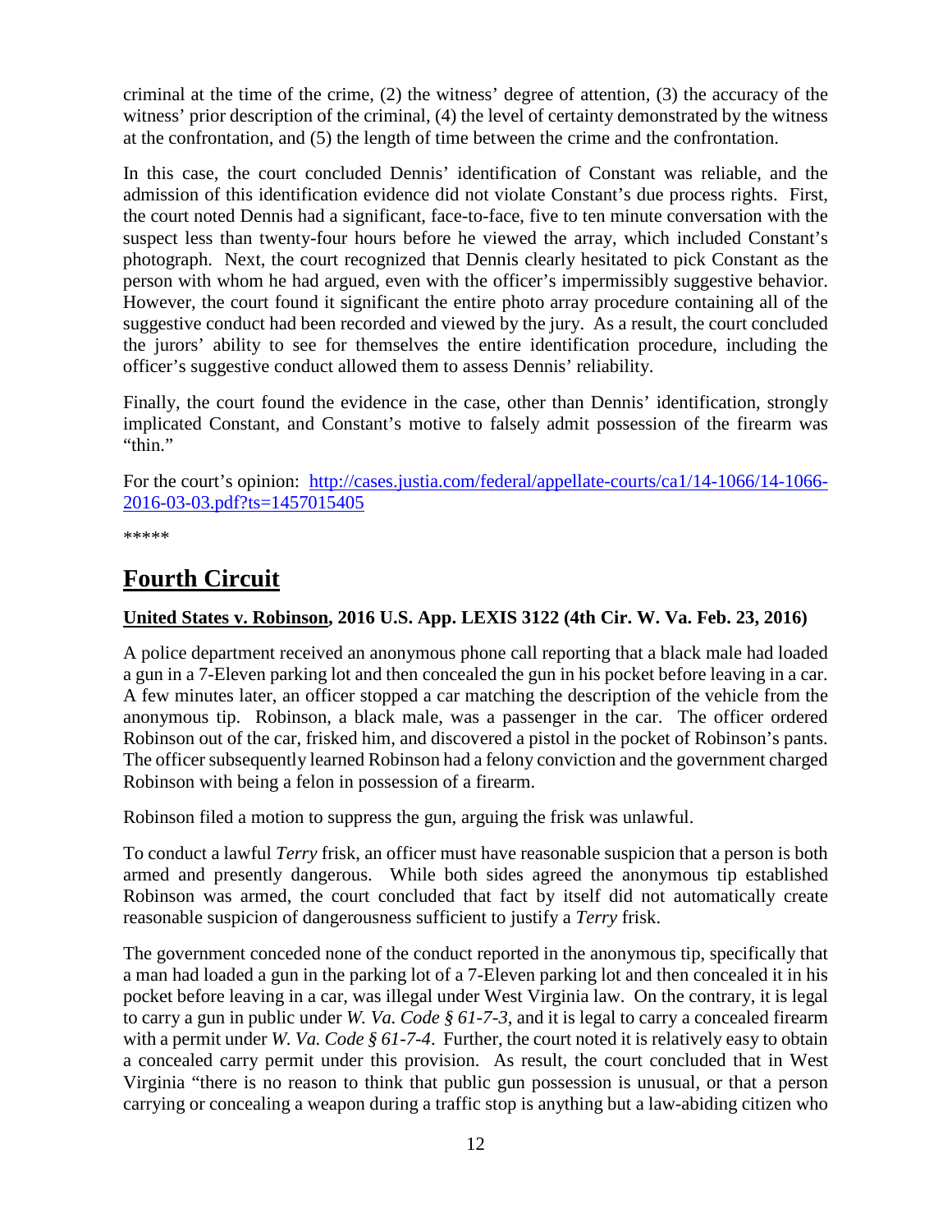criminal at the time of the crime, (2) the witness' degree of attention, (3) the accuracy of the witness' prior description of the criminal, (4) the level of certainty demonstrated by the witness at the confrontation, and (5) the length of time between the crime and the confrontation.

In this case, the court concluded Dennis' identification of Constant was reliable, and the admission of this identification evidence did not violate Constant's due process rights. First, the court noted Dennis had a significant, face-to-face, five to ten minute conversation with the suspect less than twenty-four hours before he viewed the array, which included Constant's photograph. Next, the court recognized that Dennis clearly hesitated to pick Constant as the person with whom he had argued, even with the officer's impermissibly suggestive behavior. However, the court found it significant the entire photo array procedure containing all of the suggestive conduct had been recorded and viewed by the jury. As a result, the court concluded the jurors' ability to see for themselves the entire identification procedure, including the officer's suggestive conduct allowed them to assess Dennis' reliability.

Finally, the court found the evidence in the case, other than Dennis' identification, strongly implicated Constant, and Constant's motive to falsely admit possession of the firearm was "thin."

For the court's opinion: [http://cases.justia.com/federal/appellate-courts/ca1/14-1066/14-1066-2016-03-03.pdf?ts=1457015405](http://cases.justia.com/federal/appellate-courts/ca1/14-1066/14-1066-2016-03-03.pdf?ts=1457015405)

*****

## Fourth Circuit

### United States v. Robinson, 2016 U.S. App. LEXIS 3122 (4th Cir. W. Va. Feb. 23, 2016)

A police department received an anonymous phone call reporting that a black male had loaded a gun in a 7-Eleven parking lot and then concealed the gun in his pocket before leaving in a car. A few minutes later, an officer stopped a car matching the description of the vehicle from the anonymous tip. Robinson, a black male, was a passenger in the car. The officer ordered Robinson out of the car, frisked him, and discovered a pistol in the pocket of Robinson's pants. The officer subsequently learned Robinson had a felony conviction and the government charged Robinson with being a felon in possession of a firearm.

Robinson filed a motion to suppress the gun, arguing the frisk was unlawful.

To conduct a lawful *Terry* frisk, an officer must have reasonable suspicion that a person is both armed and presently dangerous. While both sides agreed the anonymous tip established Robinson was armed, the court concluded that fact by itself did not automatically create reasonable suspicion of dangerousness sufficient to justify a *Terry* frisk.

The government conceded none of the conduct reported in the anonymous tip, specifically that a man had loaded a gun in the parking lot of a 7-Eleven parking lot and then concealed it in his pocket before leaving in a car, was illegal under West Virginia law. On the contrary, it is legal to carry a gun in public under *W. Va. Code § 61-7-3*, and it is legal to carry a concealed firearm with a permit under *W. Va. Code § 61-7-4*. Further, the court noted it is relatively easy to obtain a concealed carry permit under this provision. As result, the court concluded that in West Virginia "there is no reason to think that public gun possession is unusual, or that a person carrying or concealing a weapon during a traffic stop is anything but a law-abiding citizen who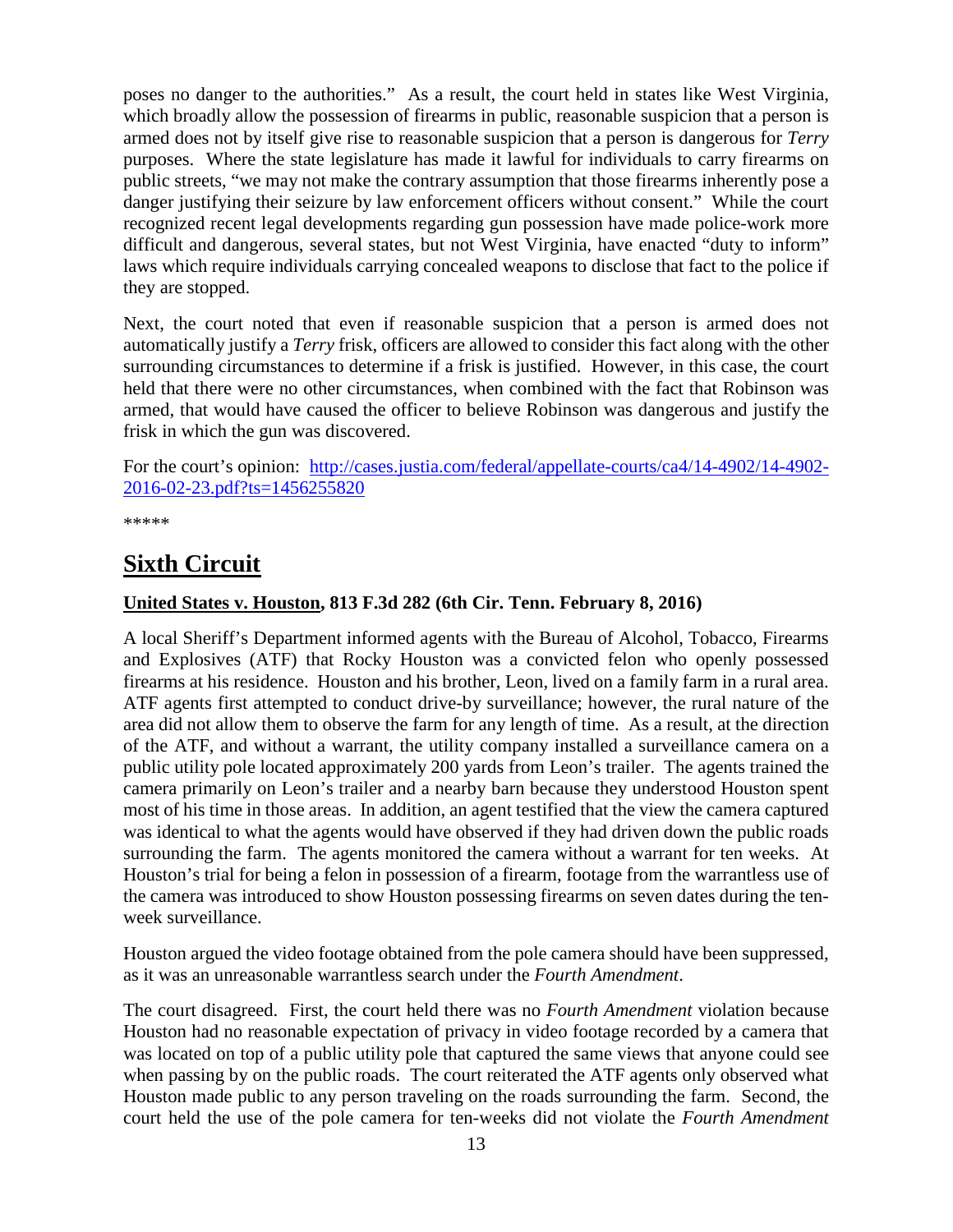poses no danger to the authorities." As a result, the court held in states like West Virginia, which broadly allow the possession of firearms in public, reasonable suspicion that a person is armed does not by itself give rise to reasonable suspicion that a person is dangerous for *Terry* purposes. Where the state legislature has made it lawful for individuals to carry firearms on public streets, "we may not make the contrary assumption that those firearms inherently pose a danger justifying their seizure by law enforcement officers without consent." While the court recognized recent legal developments regarding gun possession have made police-work more difficult and dangerous, several states, but not West Virginia, have enacted "duty to inform" laws which require individuals carrying concealed weapons to disclose that fact to the police if they are stopped.

Next, the court noted that even if reasonable suspicion that a person is armed does not automatically justify a *Terry* frisk, officers are allowed to consider this fact along with the other surrounding circumstances to determine if a frisk is justified. However, in this case, the court held that there were no other circumstances, when combined with the fact that Robinson was armed, that would have caused the officer to believe Robinson was dangerous and justify the frisk in which the gun was discovered.

For the court's opinion: [http://cases.justia.com/federal/appellate-courts/ca4/14-4902/14-4902-2016-02-23.pdf?ts=1456255820](http://cases.justia.com/federal/appellate-courts/ca4/14-4902/14-4902-2016-02-23.pdf?ts=1456255820)

*****

# Sixth Circuit

### United States v. Houston, 813 F.3d 282 (6th Cir. Tenn. February 8, 2016)

A local Sheriff's Department informed agents with the Bureau of Alcohol, Tobacco, Firearms and Explosives (ATF) that Rocky Houston was a convicted felon who openly possessed firearms at his residence. Houston and his brother, Leon, lived on a family farm in a rural area. ATF agents first attempted to conduct drive-by surveillance; however, the rural nature of the area did not allow them to observe the farm for any length of time. As a result, at the direction of the ATF, and without a warrant, the utility company installed a surveillance camera on a public utility pole located approximately 200 yards from Leon's trailer. The agents trained the camera primarily on Leon's trailer and a nearby barn because they understood Houston spent most of his time in those areas. In addition, an agent testified that the view the camera captured was identical to what the agents would have observed if they had driven down the public roads surrounding the farm. The agents monitored the camera without a warrant for ten weeks. At Houston's trial for being a felon in possession of a firearm, footage from the warrantless use of the camera was introduced to show Houston possessing firearms on seven dates during the ten-week surveillance.

Houston argued the video footage obtained from the pole camera should have been suppressed, as it was an unreasonable warrantless search under the *Fourth Amendment*.

The court disagreed. First, the court held there was no *Fourth Amendment* violation because Houston had no reasonable expectation of privacy in video footage recorded by a camera that was located on top of a public utility pole that captured the same views that anyone could see when passing by on the public roads. The court reiterated the ATF agents only observed what Houston made public to any person traveling on the roads surrounding the farm. Second, the court held the use of the pole camera for ten-weeks did not violate the *Fourth Amendment*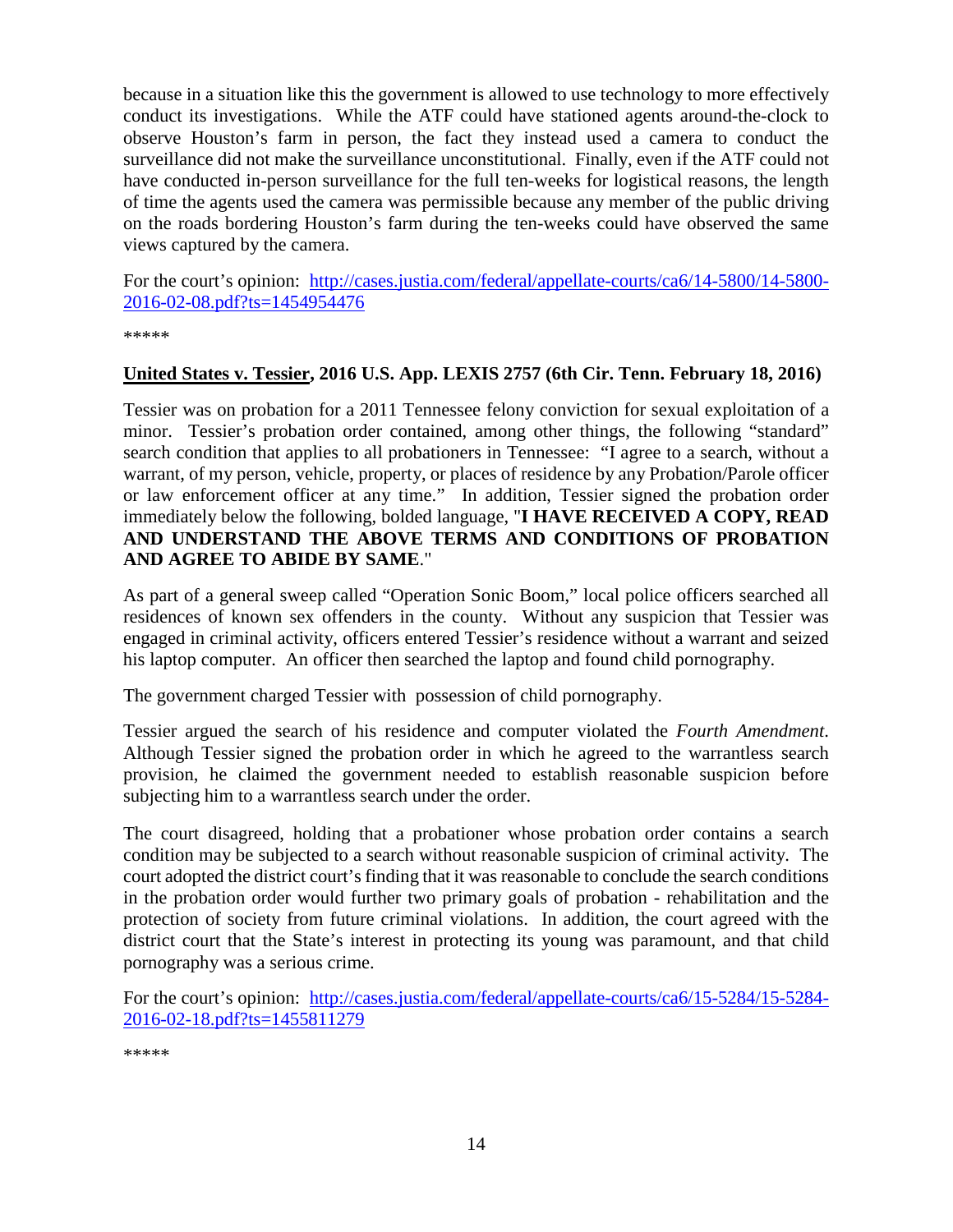because in a situation like this the government is allowed to use technology to more effectively conduct its investigations. While the ATF could have stationed agents around-the-clock to observe Houston's farm in person, the fact they instead used a camera to conduct the surveillance did not make the surveillance unconstitutional. Finally, even if the ATF could not have conducted in-person surveillance for the full ten-weeks for logistical reasons, the length of time the agents used the camera was permissible because any member of the public driving on the roads bordering Houston's farm during the ten-weeks could have observed the same views captured by the camera.

For the court's opinion: [http://cases.justia.com/federal/appellate-courts/ca6/14-5800/14-5800-2016-02-08.pdf?ts=1454954476](http://cases.justia.com/federal/appellate-courts/ca6/14-5800/14-5800-2016-02-08.pdf?ts=1454954476)

*****

**<u>United States v. Tessier</u>, 2016 U.S. App. LEXIS 2757 (6th Cir. Tenn. February 18, 2016)**

Tessier was on probation for a 2011 Tennessee felony conviction for sexual exploitation of a minor. Tessier's probation order contained, among other things, the following "standard" search condition that applies to all probationers in Tennessee: "I agree to a search, without a warrant, of my person, vehicle, property, or places of residence by any Probation/Parole officer or law enforcement officer at any time." In addition, Tessier signed the probation order immediately below the following, bolded language, "**I HAVE RECEIVED A COPY, READ AND UNDERSTAND THE ABOVE TERMS AND CONDITIONS OF PROBATION AND AGREE TO ABIDE BY SAME**."

As part of a general sweep called "Operation Sonic Boom," local police officers searched all residences of known sex offenders in the county. Without any suspicion that Tessier was engaged in criminal activity, officers entered Tessier's residence without a warrant and seized his laptop computer. An officer then searched the laptop and found child pornography.

The government charged Tessier with possession of child pornography.

Tessier argued the search of his residence and computer violated the *Fourth Amendment*. Although Tessier signed the probation order in which he agreed to the warrantless search provision, he claimed the government needed to establish reasonable suspicion before subjecting him to a warrantless search under the order.

The court disagreed, holding that a probationer whose probation order contains a search condition may be subjected to a search without reasonable suspicion of criminal activity. The court adopted the district court's finding that it was reasonable to conclude the search conditions in the probation order would further two primary goals of probation - rehabilitation and the protection of society from future criminal violations. In addition, the court agreed with the district court that the State's interest in protecting its young was paramount, and that child pornography was a serious crime.

For the court's opinion: [http://cases.justia.com/federal/appellate-courts/ca6/15-5284/15-5284-2016-02-18.pdf?ts=1455811279](http://cases.justia.com/federal/appellate-courts/ca6/15-5284/15-5284-2016-02-18.pdf?ts=1455811279)

*****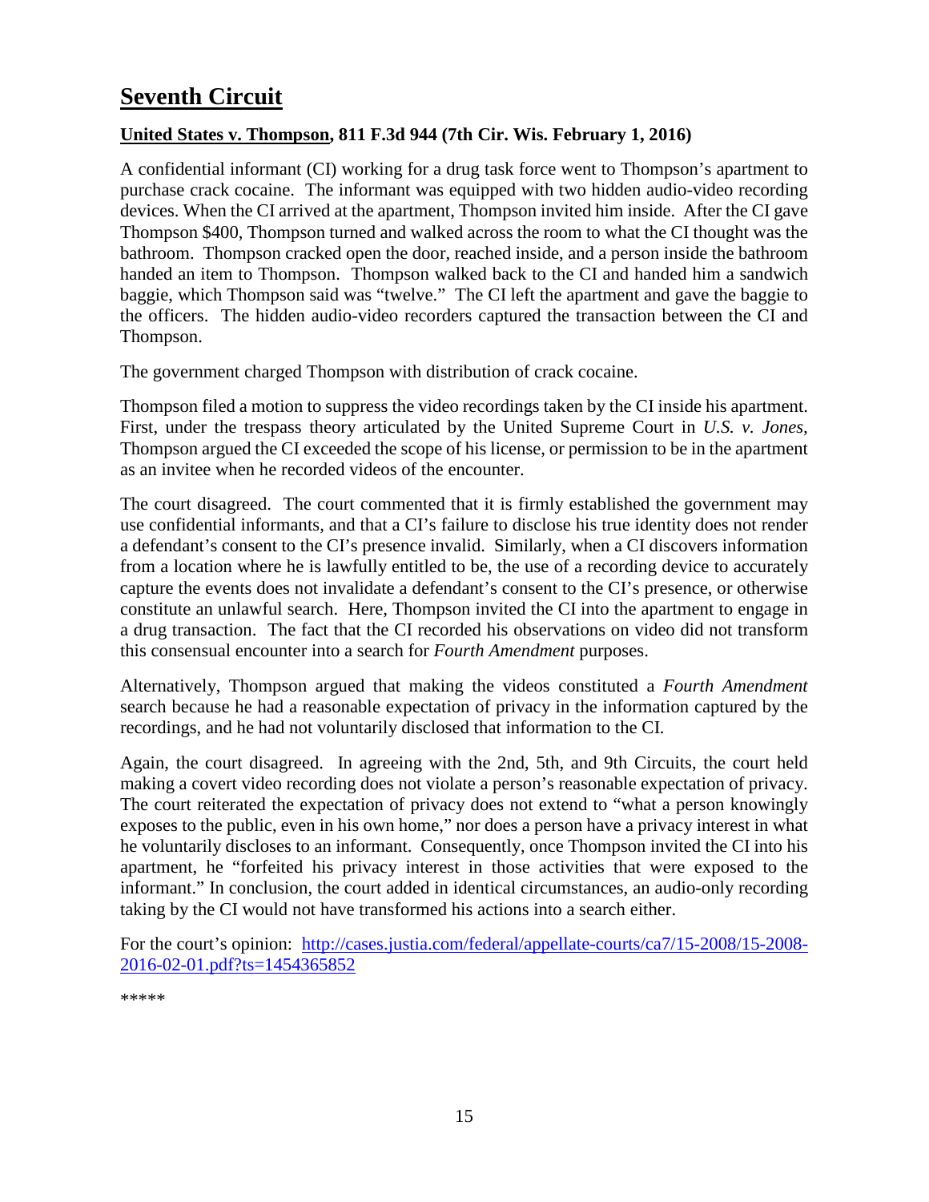# Seventh Circuit

**United States v. Thompson, 811 F.3d 944 (7th Cir. Wis. February 1, 2016)**

A confidential informant (CI) working for a drug task force went to Thompson's apartment to purchase crack cocaine. The informant was equipped with two hidden audio-video recording devices. When the CI arrived at the apartment, Thompson invited him inside. After the CI gave Thompson $400, Thompson turned and walked across the room to what the CI thought was the bathroom. Thompson cracked open the door, reached inside, and a person inside the bathroom handed an item to Thompson. Thompson walked back to the CI and handed him a sandwich baggie, which Thompson said was "twelve." The CI left the apartment and gave the baggie to the officers. The hidden audio-video recorders captured the transaction between the CI and Thompson.

The government charged Thompson with distribution of crack cocaine.

Thompson filed a motion to suppress the video recordings taken by the CI inside his apartment. First, under the trespass theory articulated by the United Supreme Court in *U.S. v. Jones,* Thompson argued the CI exceeded the scope of his license, or permission to be in the apartment as an invitee when he recorded videos of the encounter.

The court disagreed. The court commented that it is firmly established the government may use confidential informants, and that a CI's failure to disclose his true identity does not render a defendant's consent to the CI's presence invalid. Similarly, when a CI discovers information from a location where he is lawfully entitled to be, the use of a recording device to accurately capture the events does not invalidate a defendant's consent to the CI's presence, or otherwise constitute an unlawful search. Here, Thompson invited the CI into the apartment to engage in a drug transaction. The fact that the CI recorded his observations on video did not transform this consensual encounter into a search for *Fourth Amendment* purposes.

Alternatively, Thompson argued that making the videos constituted a *Fourth Amendment* search because he had a reasonable expectation of privacy in the information captured by the recordings, and he had not voluntarily disclosed that information to the CI.

Again, the court disagreed. In agreeing with the 2nd, 5th, and 9th Circuits, the court held making a covert video recording does not violate a person's reasonable expectation of privacy. The court reiterated the expectation of privacy does not extend to "what a person knowingly exposes to the public, even in his own home," nor does a person have a privacy interest in what he voluntarily discloses to an informant. Consequently, once Thompson invited the CI into his apartment, he "forfeited his privacy interest in those activities that were exposed to the informant." In conclusion, the court added in identical circumstances, an audio-only recording taking by the CI would not have transformed his actions into a search either.

For the court's opinion: [http://cases.justia.com/federal/appellate-courts/ca7/15-2008/15-2008-2016-02-01.pdf?ts=1454365852](http://cases.justia.com/federal/appellate-courts/ca7/15-2008/15-2008-2016-02-01.pdf?ts=1454365852)

*****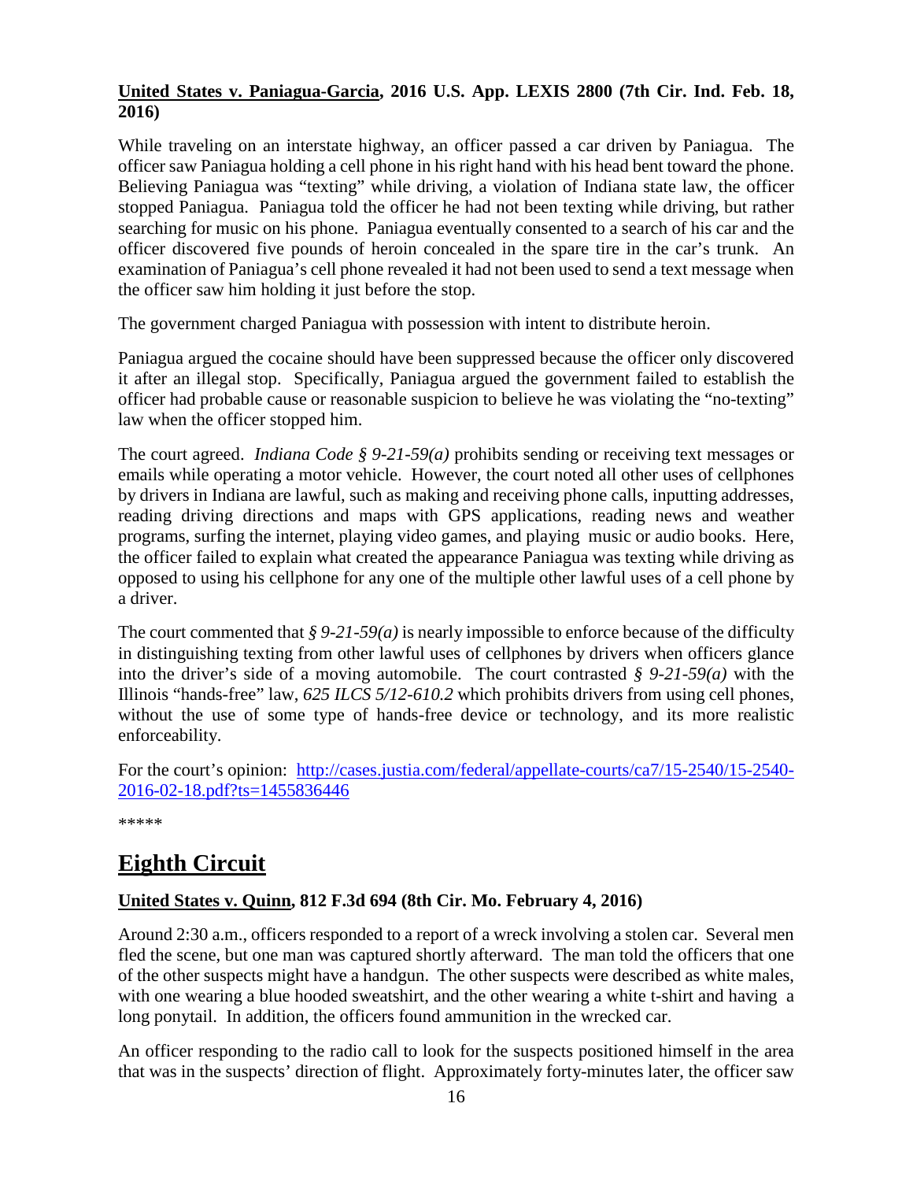**United States v. Paniagua-Garcia, 2016 U.S. App. LEXIS 2800 (7th Cir. Ind. Feb. 18, 2016)**

While traveling on an interstate highway, an officer passed a car driven by Paniagua. The officer saw Paniagua holding a cell phone in his right hand with his head bent toward the phone. Believing Paniagua was "texting" while driving, a violation of Indiana state law, the officer stopped Paniagua. Paniagua told the officer he had not been texting while driving, but rather searching for music on his phone. Paniagua eventually consented to a search of his car and the officer discovered five pounds of heroin concealed in the spare tire in the car's trunk. An examination of Paniagua's cell phone revealed it had not been used to send a text message when the officer saw him holding it just before the stop.

The government charged Paniagua with possession with intent to distribute heroin.

Paniagua argued the cocaine should have been suppressed because the officer only discovered it after an illegal stop. Specifically, Paniagua argued the government failed to establish the officer had probable cause or reasonable suspicion to believe he was violating the "no-texting" law when the officer stopped him.

The court agreed. *Indiana Code § 9-21-59(a)* prohibits sending or receiving text messages or emails while operating a motor vehicle. However, the court noted all other uses of cellphones by drivers in Indiana are lawful, such as making and receiving phone calls, inputting addresses, reading driving directions and maps with GPS applications, reading news and weather programs, surfing the internet, playing video games, and playing music or audio books. Here, the officer failed to explain what created the appearance Paniagua was texting while driving as opposed to using his cellphone for any one of the multiple other lawful uses of a cell phone by a driver.

The court commented that *§ 9-21-59(a)* is nearly impossible to enforce because of the difficulty in distinguishing texting from other lawful uses of cellphones by drivers when officers glance into the driver's side of a moving automobile. The court contrasted *§ 9-21-59(a)* with the Illinois "hands-free" law, *625 ILCS 5/12-610.2* which prohibits drivers from using cell phones, without the use of some type of hands-free device or technology, and its more realistic enforceability.

For the court's opinion: [http://cases.justia.com/federal/appellate-courts/ca7/15-2540/15-2540-2016-02-18.pdf?ts=1455836446](http://cases.justia.com/federal/appellate-courts/ca7/15-2540/15-2540-2016-02-18.pdf?ts=1455836446)

*****

# Eighth Circuit

**United States v. Quinn, 812 F.3d 694 (8th Cir. Mo. February 4, 2016)**

Around 2:30 a.m., officers responded to a report of a wreck involving a stolen car. Several men fled the scene, but one man was captured shortly afterward. The man told the officers that one of the other suspects might have a handgun. The other suspects were described as white males, with one wearing a blue hooded sweatshirt, and the other wearing a white t-shirt and having a long ponytail. In addition, the officers found ammunition in the wrecked car.

An officer responding to the radio call to look for the suspects positioned himself in the area that was in the suspects' direction of flight. Approximately forty-minutes later, the officer saw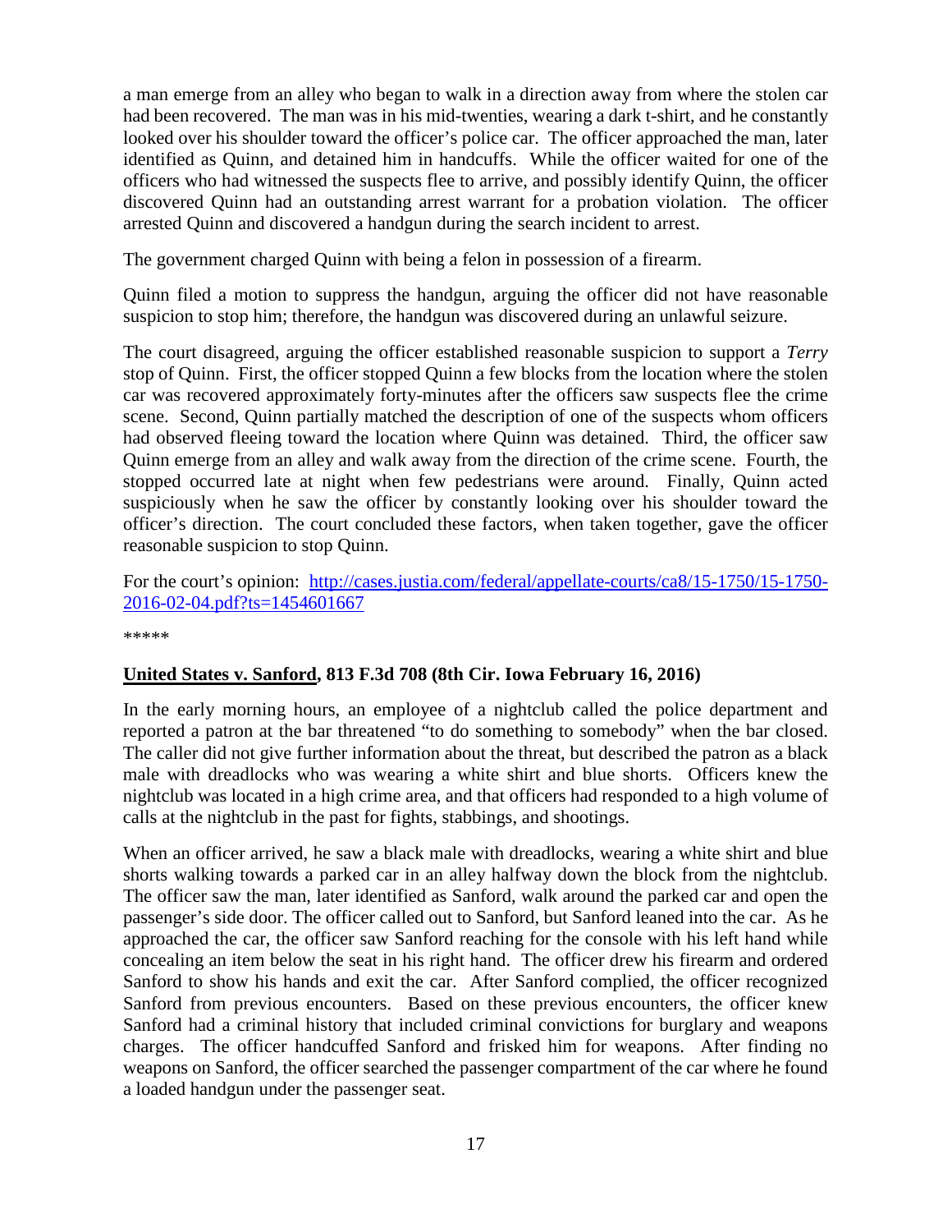a man emerge from an alley who began to walk in a direction away from where the stolen car had been recovered. The man was in his mid-twenties, wearing a dark t-shirt, and he constantly looked over his shoulder toward the officer's police car. The officer approached the man, later identified as Quinn, and detained him in handcuffs. While the officer waited for one of the officers who had witnessed the suspects flee to arrive, and possibly identify Quinn, the officer discovered Quinn had an outstanding arrest warrant for a probation violation. The officer arrested Quinn and discovered a handgun during the search incident to arrest.

The government charged Quinn with being a felon in possession of a firearm.

Quinn filed a motion to suppress the handgun, arguing the officer did not have reasonable suspicion to stop him; therefore, the handgun was discovered during an unlawful seizure.

The court disagreed, arguing the officer established reasonable suspicion to support a *Terry* stop of Quinn. First, the officer stopped Quinn a few blocks from the location where the stolen car was recovered approximately forty-minutes after the officers saw suspects flee the crime scene. Second, Quinn partially matched the description of one of the suspects whom officers had observed fleeing toward the location where Quinn was detained. Third, the officer saw Quinn emerge from an alley and walk away from the direction of the crime scene. Fourth, the stopped occurred late at night when few pedestrians were around. Finally, Quinn acted suspiciously when he saw the officer by constantly looking over his shoulder toward the officer's direction. The court concluded these factors, when taken together, gave the officer reasonable suspicion to stop Quinn.

For the court's opinion: [http://cases.justia.com/federal/appellate-courts/ca8/15-1750/15-1750-2016-02-04.pdf?ts=1454601667](http://cases.justia.com/federal/appellate-courts/ca8/15-1750/15-1750-2016-02-04.pdf?ts=1454601667)

*****

**United States v. Sanford, 813 F.3d 708 (8th Cir. Iowa February 16, 2016)**

In the early morning hours, an employee of a nightclub called the police department and reported a patron at the bar threatened "to do something to somebody" when the bar closed. The caller did not give further information about the threat, but described the patron as a black male with dreadlocks who was wearing a white shirt and blue shorts. Officers knew the nightclub was located in a high crime area, and that officers had responded to a high volume of calls at the nightclub in the past for fights, stabbings, and shootings.

When an officer arrived, he saw a black male with dreadlocks, wearing a white shirt and blue shorts walking towards a parked car in an alley halfway down the block from the nightclub. The officer saw the man, later identified as Sanford, walk around the parked car and open the passenger's side door. The officer called out to Sanford, but Sanford leaned into the car. As he approached the car, the officer saw Sanford reaching for the console with his left hand while concealing an item below the seat in his right hand. The officer drew his firearm and ordered Sanford to show his hands and exit the car. After Sanford complied, the officer recognized Sanford from previous encounters. Based on these previous encounters, the officer knew Sanford had a criminal history that included criminal convictions for burglary and weapons charges. The officer handcuffed Sanford and frisked him for weapons. After finding no weapons on Sanford, the officer searched the passenger compartment of the car where he found a loaded handgun under the passenger seat.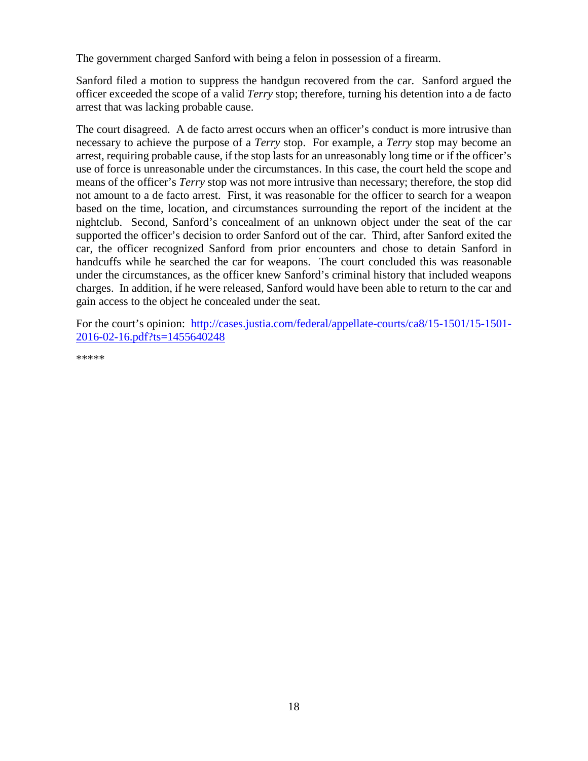The government charged Sanford with being a felon in possession of a firearm.

Sanford filed a motion to suppress the handgun recovered from the car. Sanford argued the officer exceeded the scope of a valid *Terry* stop; therefore, turning his detention into a de facto arrest that was lacking probable cause.

The court disagreed. A de facto arrest occurs when an officer's conduct is more intrusive than necessary to achieve the purpose of a *Terry* stop. For example, a *Terry* stop may become an arrest, requiring probable cause, if the stop lasts for an unreasonably long time or if the officer's use of force is unreasonable under the circumstances. In this case, the court held the scope and means of the officer's *Terry* stop was not more intrusive than necessary; therefore, the stop did not amount to a de facto arrest. First, it was reasonable for the officer to search for a weapon based on the time, location, and circumstances surrounding the report of the incident at the nightclub. Second, Sanford's concealment of an unknown object under the seat of the car supported the officer's decision to order Sanford out of the car. Third, after Sanford exited the car, the officer recognized Sanford from prior encounters and chose to detain Sanford in handcuffs while he searched the car for weapons. The court concluded this was reasonable under the circumstances, as the officer knew Sanford's criminal history that included weapons charges. In addition, if he were released, Sanford would have been able to return to the car and gain access to the object he concealed under the seat.

For the court's opinion: [http://cases.justia.com/federal/appellate-courts/ca8/15-1501/15-1501-2016-02-16.pdf?ts=1455640248](http://cases.justia.com/federal/appellate-courts/ca8/15-1501/15-1501-2016-02-16.pdf?ts=1455640248)

*****